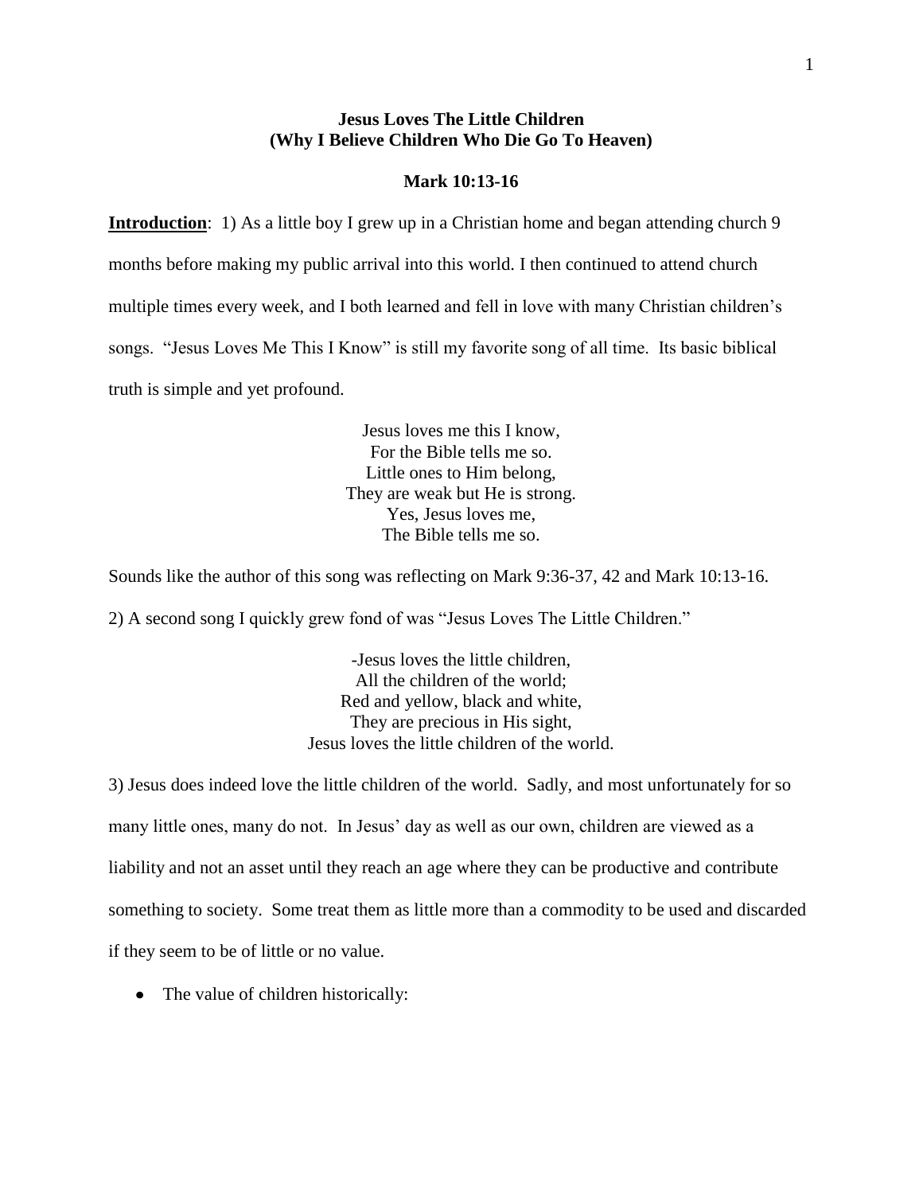# Jesus Loves The Little Children
## (Why I Believe Children Who Die Go To Heaven)

### Mark 10:13-16

**Introduction**: 1) As a little boy I grew up in a Christian home and began attending church 9 months before making my public arrival into this world. I then continued to attend church multiple times every week, and I both learned and fell in love with many Christian children's songs. "Jesus Loves Me This I Know" is still my favorite song of all time. Its basic biblical truth is simple and yet profound.

Jesus loves me this I know,
For the Bible tells me so.
Little ones to Him belong,
They are weak but He is strong.
Yes, Jesus loves me,
The Bible tells me so.

Sounds like the author of this song was reflecting on Mark 9:36-37, 42 and Mark 10:13-16.

2) A second song I quickly grew fond of was "Jesus Loves The Little Children."

-Jesus loves the little children,
All the children of the world;
Red and yellow, black and white,
They are precious in His sight,
Jesus loves the little children of the world.

3) Jesus does indeed love the little children of the world. Sadly, and most unfortunately for so many little ones, many do not. In Jesus' day as well as our own, children are viewed as a liability and not an asset until they reach an age where they can be productive and contribute something to society. Some treat them as little more than a commodity to be used and discarded if they seem to be of little or no value.

- The value of children historically: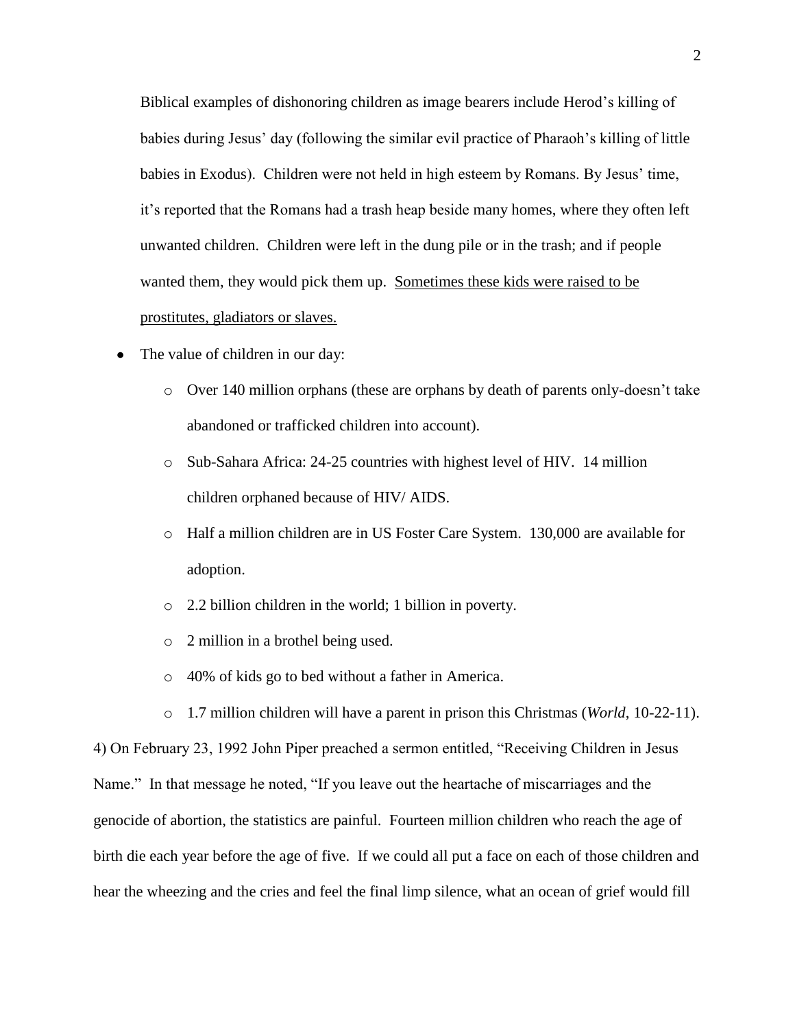Biblical examples of dishonoring children as image bearers include Herod's killing of babies during Jesus' day (following the similar evil practice of Pharaoh's killing of little babies in Exodus). Children were not held in high esteem by Romans. By Jesus' time, it's reported that the Romans had a trash heap beside many homes, where they often left unwanted children. Children were left in the dung pile or in the trash; and if people wanted them, they would pick them up. <u>Sometimes these kids were raised to be prostitutes, gladiators or slaves.</u>

- The value of children in our day:
  - Over 140 million orphans (these are orphans by death of parents only-doesn't take abandoned or trafficked children into account).
  - Sub-Sahara Africa: 24-25 countries with highest level of HIV. 14 million children orphaned because of HIV/ AIDS.
  - Half a million children are in US Foster Care System. 130,000 are available for adoption.
  - 2.2 billion children in the world; 1 billion in poverty.
  - 2 million in a brothel being used.
  - 40% of kids go to bed without a father in America.
  - 1.7 million children will have a parent in prison this Christmas (*World*, 10-22-11).

4) On February 23, 1992 John Piper preached a sermon entitled, "Receiving Children in Jesus Name." In that message he noted, "If you leave out the heartache of miscarriages and the genocide of abortion, the statistics are painful. Fourteen million children who reach the age of birth die each year before the age of five. If we could all put a face on each of those children and hear the wheezing and the cries and feel the final limp silence, what an ocean of grief would fill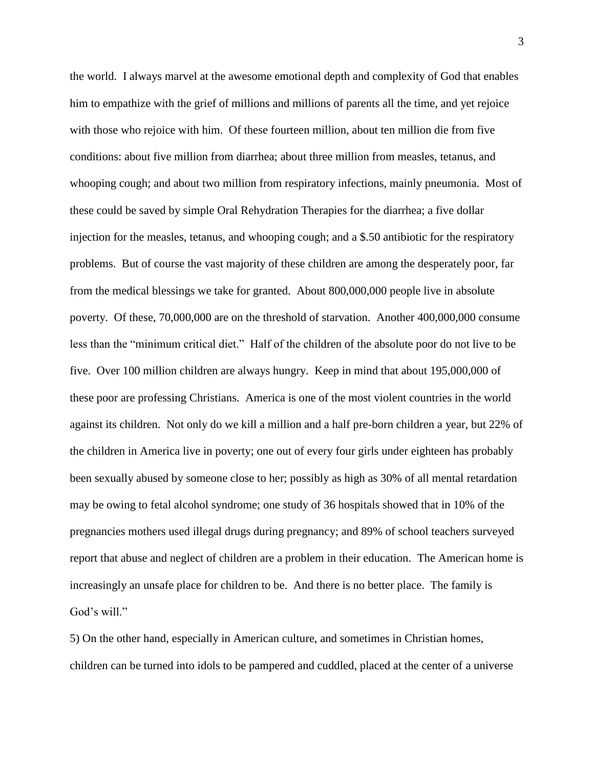the world. I always marvel at the awesome emotional depth and complexity of God that enables him to empathize with the grief of millions and millions of parents all the time, and yet rejoice with those who rejoice with him. Of these fourteen million, about ten million die from five conditions: about five million from diarrhea; about three million from measles, tetanus, and whooping cough; and about two million from respiratory infections, mainly pneumonia. Most of these could be saved by simple Oral Rehydration Therapies for the diarrhea; a five dollar injection for the measles, tetanus, and whooping cough; and a $.50 antibiotic for the respiratory problems. But of course the vast majority of these children are among the desperately poor, far from the medical blessings we take for granted. About 800,000,000 people live in absolute poverty. Of these, 70,000,000 are on the threshold of starvation. Another 400,000,000 consume less than the "minimum critical diet." Half of the children of the absolute poor do not live to be five. Over 100 million children are always hungry. Keep in mind that about 195,000,000 of these poor are professing Christians. America is one of the most violent countries in the world against its children. Not only do we kill a million and a half pre-born children a year, but 22% of the children in America live in poverty; one out of every four girls under eighteen has probably been sexually abused by someone close to her; possibly as high as 30% of all mental retardation may be owing to fetal alcohol syndrome; one study of 36 hospitals showed that in 10% of the pregnancies mothers used illegal drugs during pregnancy; and 89% of school teachers surveyed report that abuse and neglect of children are a problem in their education. The American home is increasingly an unsafe place for children to be. And there is no better place. The family is God's will."

5) On the other hand, especially in American culture, and sometimes in Christian homes, children can be turned into idols to be pampered and cuddled, placed at the center of a universe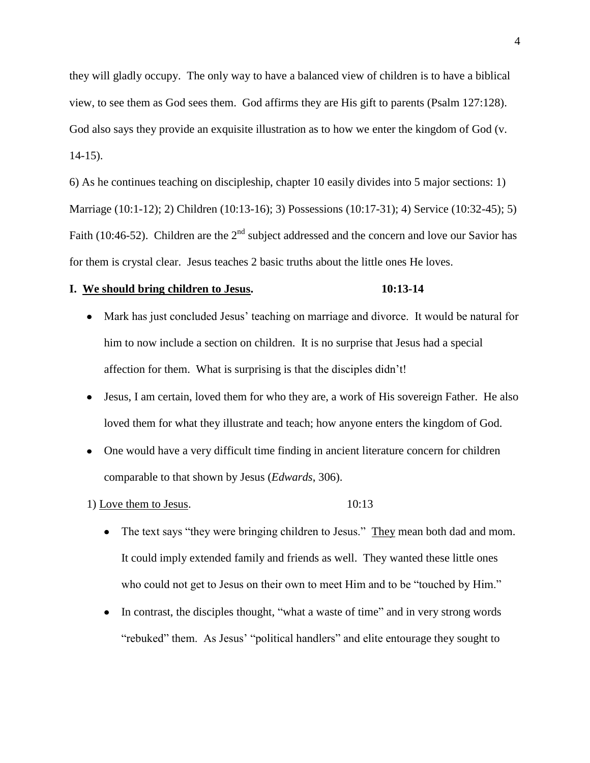they will gladly occupy. The only way to have a balanced view of children is to have a biblical view, to see them as God sees them. God affirms they are His gift to parents (Psalm 127:128). God also says they provide an exquisite illustration as to how we enter the kingdom of God (v. 14-15).

6) As he continues teaching on discipleship, chapter 10 easily divides into 5 major sections: 1) Marriage (10:1-12); 2) Children (10:13-16); 3) Possessions (10:17-31); 4) Service (10:32-45); 5) Faith (10:46-52). Children are the 2nd subject addressed and the concern and love our Savior has for them is crystal clear. Jesus teaches 2 basic truths about the little ones He loves.

**I. <u>We should bring children to Jesus</u>. 10:13-14**

- Mark has just concluded Jesus' teaching on marriage and divorce. It would be natural for him to now include a section on children. It is no surprise that Jesus had a special affection for them. What is surprising is that the disciples didn't!
- Jesus, I am certain, loved them for who they are, a work of His sovereign Father. He also loved them for what they illustrate and teach; how anyone enters the kingdom of God.
- One would have a very difficult time finding in ancient literature concern for children comparable to that shown by Jesus (*Edwards*, 306).

1) <u>Love them to Jesus</u>. 10:13

- The text says "they were bringing children to Jesus." <u>They</u> mean both dad and mom. It could imply extended family and friends as well. They wanted these little ones who could not get to Jesus on their own to meet Him and to be "touched by Him."
- In contrast, the disciples thought, "what a waste of time" and in very strong words "rebuked" them. As Jesus' "political handlers" and elite entourage they sought to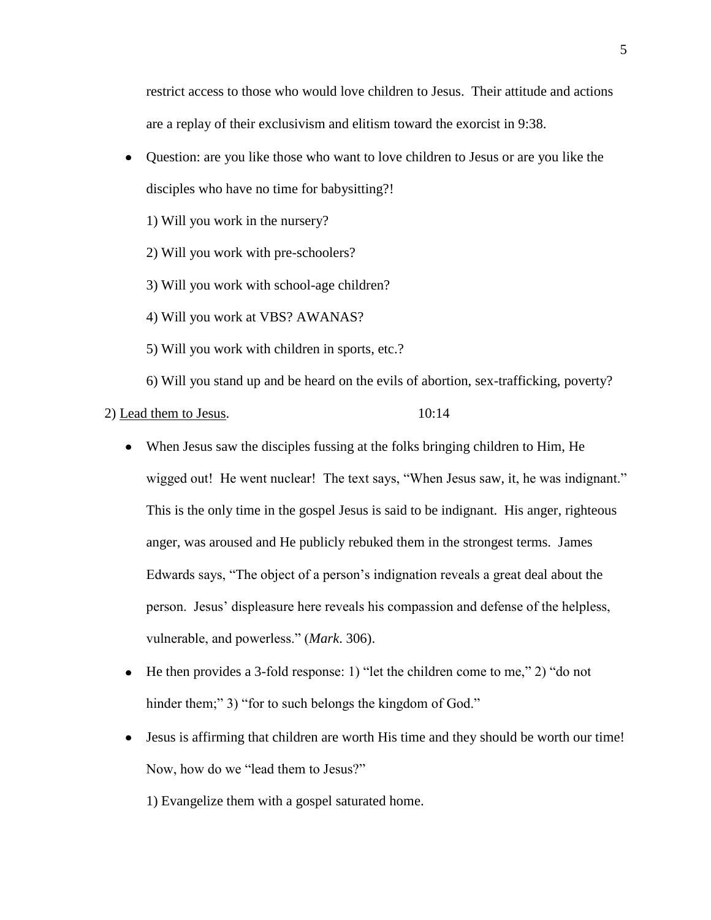restrict access to those who would love children to Jesus. Their attitude and actions are a replay of their exclusivism and elitism toward the exorcist in 9:38.

- Question: are you like those who want to love children to Jesus or are you like the disciples who have no time for babysitting?!

  1) Will you work in the nursery?

  2) Will you work with pre-schoolers?

  3) Will you work with school-age children?

  4) Will you work at VBS? AWANAS?

  5) Will you work with children in sports, etc.?

  6) Will you stand up and be heard on the evils of abortion, sex-trafficking, poverty?

2) <u>Lead them to Jesus</u>. 10:14

- When Jesus saw the disciples fussing at the folks bringing children to Him, He wigged out! He went nuclear! The text says, "When Jesus saw, it, he was indignant." This is the only time in the gospel Jesus is said to be indignant. His anger, righteous anger, was aroused and He publicly rebuked them in the strongest terms. James Edwards says, "The object of a person's indignation reveals a great deal about the person. Jesus' displeasure here reveals his compassion and defense of the helpless, vulnerable, and powerless." (*Mark*. 306).

- He then provides a 3-fold response: 1) "let the children come to me," 2) "do not hinder them;" 3) "for to such belongs the kingdom of God."

- Jesus is affirming that children are worth His time and they should be worth our time! Now, how do we "lead them to Jesus?"

  1) Evangelize them with a gospel saturated home.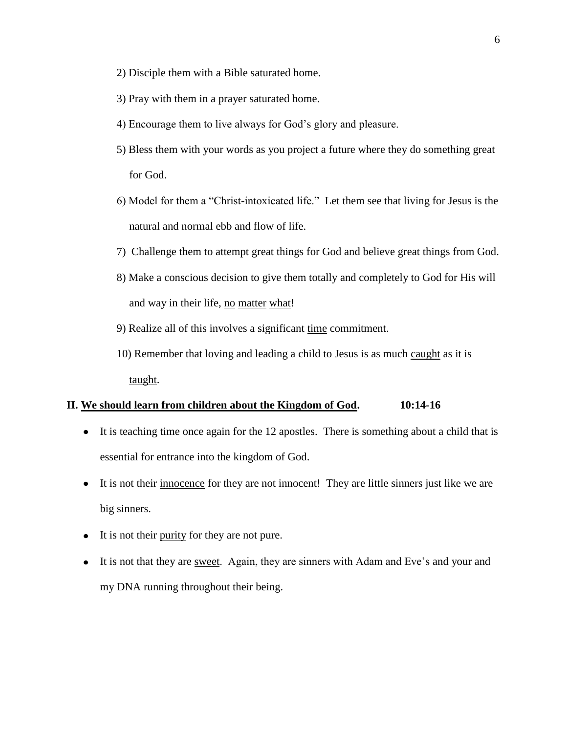2) Disciple them with a Bible saturated home.

3) Pray with them in a prayer saturated home.

4) Encourage them to live always for God's glory and pleasure.

5) Bless them with your words as you project a future where they do something great for God.

6) Model for them a "Christ-intoxicated life." Let them see that living for Jesus is the natural and normal ebb and flow of life.

7) Challenge them to attempt great things for God and believe great things from God.

8) Make a conscious decision to give them totally and completely to God for His will and way in their life, <u>no</u> <u>matter</u> <u>what</u>!

9) Realize all of this involves a significant <u>time</u> commitment.

10) Remember that loving and leading a child to Jesus is as much <u>caught</u> as it is <u>taught</u>.

## II. <u>We should learn from children about the Kingdom of God</u>. 10:14-16

- It is teaching time once again for the 12 apostles. There is something about a child that is essential for entrance into the kingdom of God.
- It is not their <u>innocence</u> for they are not innocent! They are little sinners just like we are big sinners.
- It is not their <u>purity</u> for they are not pure.
- It is not that they are <u>sweet</u>. Again, they are sinners with Adam and Eve's and your and my DNA running throughout their being.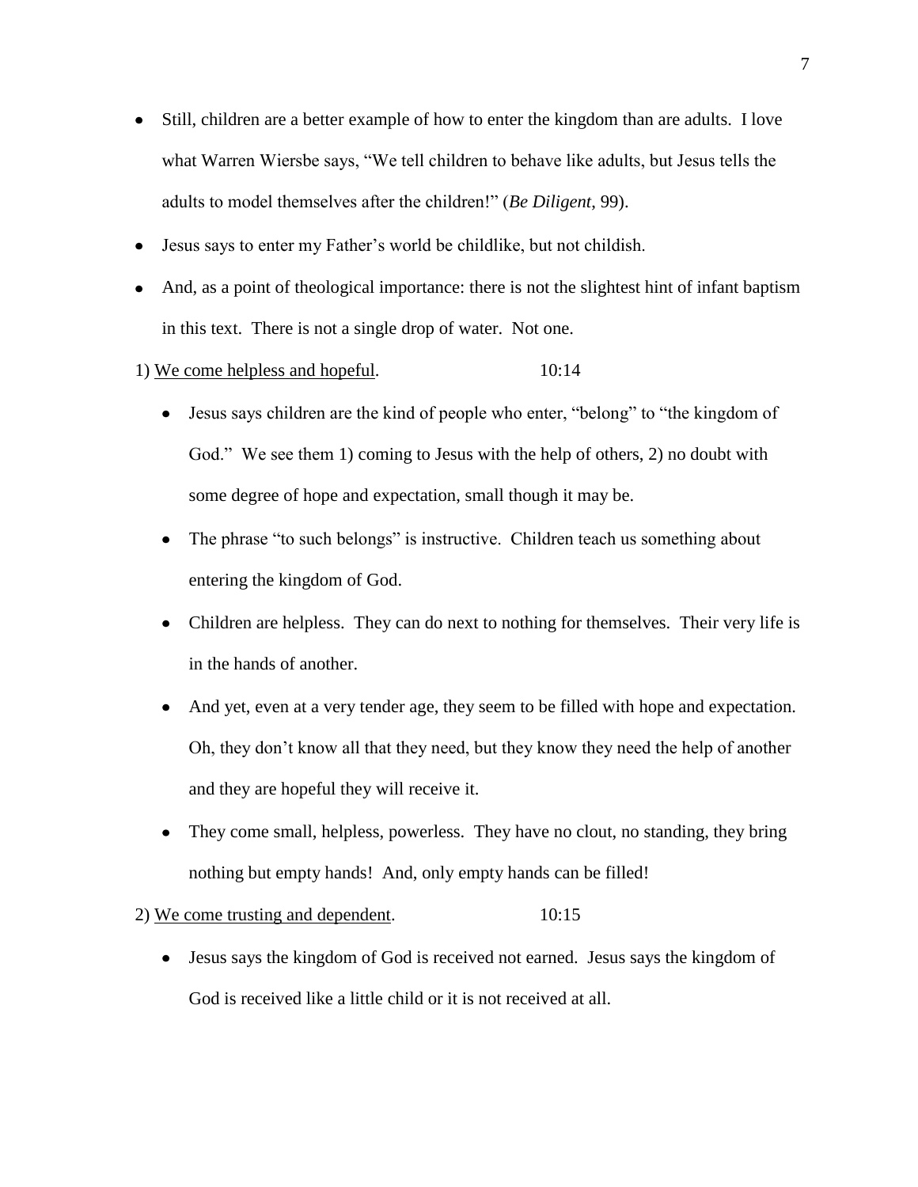- Still, children are a better example of how to enter the kingdom than are adults. I love what Warren Wiersbe says, "We tell children to behave like adults, but Jesus tells the adults to model themselves after the children!" (*Be Diligent*, 99).
- Jesus says to enter my Father's world be childlike, but not childish.
- And, as a point of theological importance: there is not the slightest hint of infant baptism in this text. There is not a single drop of water. Not one.

1) <u>We come helpless and hopeful</u>. 10:14

  - Jesus says children are the kind of people who enter, "belong" to "the kingdom of God." We see them 1) coming to Jesus with the help of others, 2) no doubt with some degree of hope and expectation, small though it may be.
  - The phrase "to such belongs" is instructive. Children teach us something about entering the kingdom of God.
  - Children are helpless. They can do next to nothing for themselves. Their very life is in the hands of another.
  - And yet, even at a very tender age, they seem to be filled with hope and expectation. Oh, they don't know all that they need, but they know they need the help of another and they are hopeful they will receive it.
  - They come small, helpless, powerless. They have no clout, no standing, they bring nothing but empty hands! And, only empty hands can be filled!

2) <u>We come trusting and dependent</u>. 10:15

  - Jesus says the kingdom of God is received not earned. Jesus says the kingdom of God is received like a little child or it is not received at all.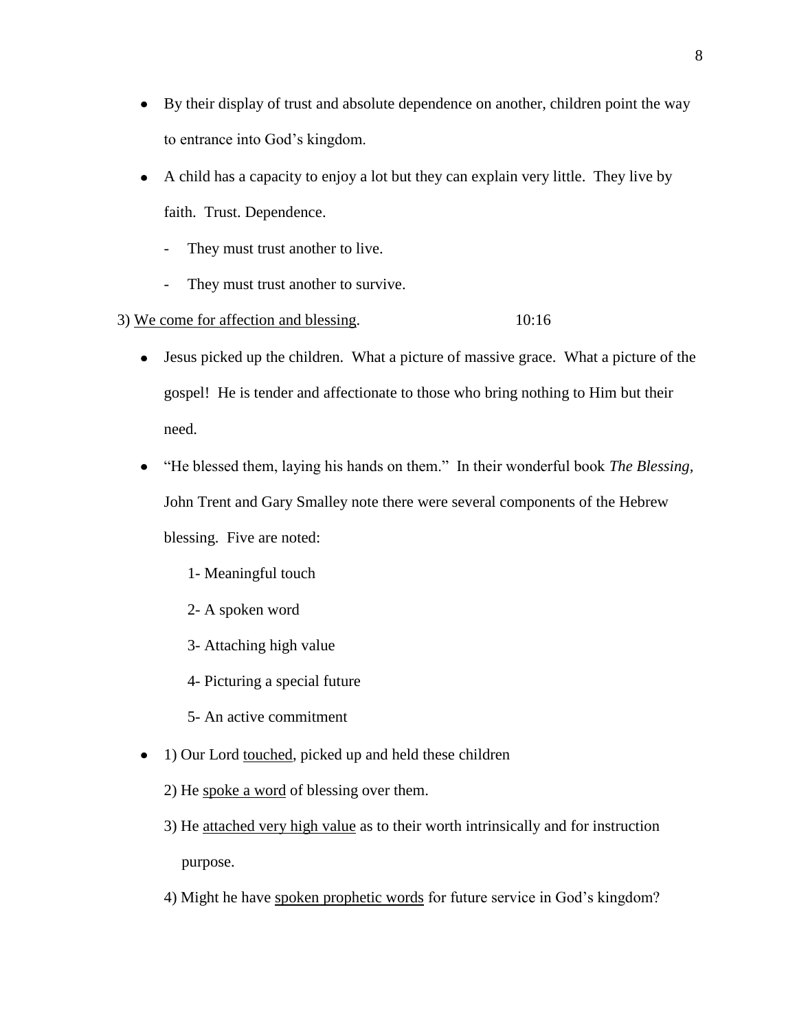- By their display of trust and absolute dependence on another, children point the way to entrance into God's kingdom.
- A child has a capacity to enjoy a lot but they can explain very little. They live by faith. Trust. Dependence.
  - They must trust another to live.
  - They must trust another to survive.

3) <u>We come for affection and blessing</u>. 10:16

- Jesus picked up the children. What a picture of massive grace. What a picture of the gospel! He is tender and affectionate to those who bring nothing to Him but their need.
- "He blessed them, laying his hands on them." In their wonderful book *The Blessing*, John Trent and Gary Smalley note there were several components of the Hebrew blessing. Five are noted:

  1- Meaningful touch

  2- A spoken word

  3- Attaching high value

  4- Picturing a special future

  5- An active commitment

- 1) Our Lord <u>touched</u>, picked up and held these children

  2) He <u>spoke a word</u> of blessing over them.

  3) He <u>attached very high value</u> as to their worth intrinsically and for instruction purpose.

  4) Might he have <u>spoken prophetic words</u> for future service in God's kingdom?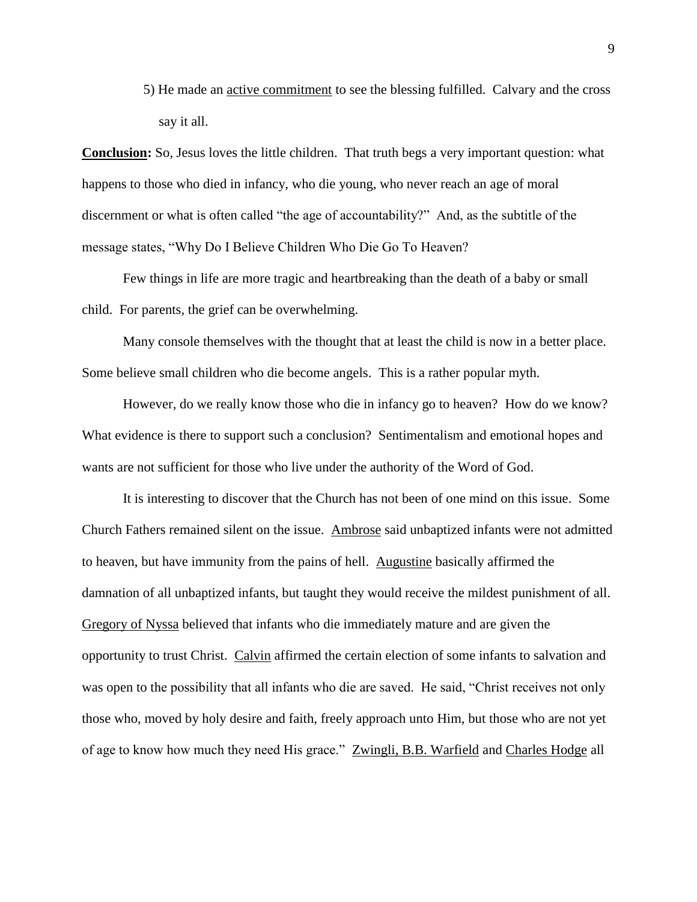5) He made an <u>active commitment</u> to see the blessing fulfilled. Calvary and the cross say it all.

**<u>Conclusion</u>:** So, Jesus loves the little children. That truth begs a very important question: what happens to those who died in infancy, who die young, who never reach an age of moral discernment or what is often called "the age of accountability?" And, as the subtitle of the message states, "Why Do I Believe Children Who Die Go To Heaven?

Few things in life are more tragic and heartbreaking than the death of a baby or small child. For parents, the grief can be overwhelming.

Many console themselves with the thought that at least the child is now in a better place. Some believe small children who die become angels. This is a rather popular myth.

However, do we really know those who die in infancy go to heaven? How do we know? What evidence is there to support such a conclusion? Sentimentalism and emotional hopes and wants are not sufficient for those who live under the authority of the Word of God.

It is interesting to discover that the Church has not been of one mind on this issue. Some Church Fathers remained silent on the issue. <u>Ambrose</u> said unbaptized infants were not admitted to heaven, but have immunity from the pains of hell. <u>Augustine</u> basically affirmed the damnation of all unbaptized infants, but taught they would receive the mildest punishment of all. <u>Gregory of Nyssa</u> believed that infants who die immediately mature and are given the opportunity to trust Christ. <u>Calvin</u> affirmed the certain election of some infants to salvation and was open to the possibility that all infants who die are saved. He said, "Christ receives not only those who, moved by holy desire and faith, freely approach unto Him, but those who are not yet of age to know how much they need His grace." <u>Zwingli, B.B. Warfield</u> and <u>Charles Hodge</u> all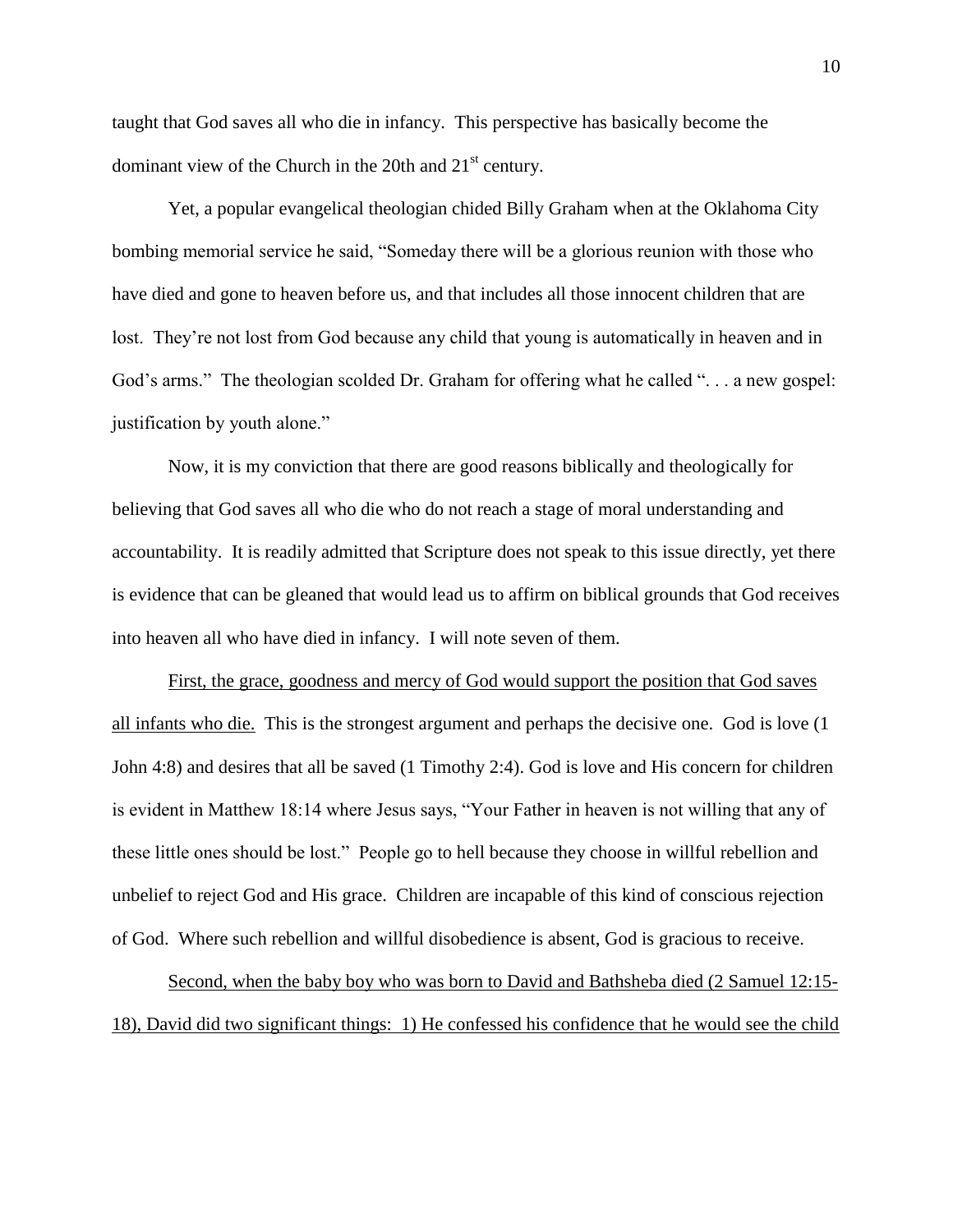taught that God saves all who die in infancy. This perspective has basically become the dominant view of the Church in the 20th and 21st century.

Yet, a popular evangelical theologian chided Billy Graham when at the Oklahoma City bombing memorial service he said, "Someday there will be a glorious reunion with those who have died and gone to heaven before us, and that includes all those innocent children that are lost. They're not lost from God because any child that young is automatically in heaven and in God's arms." The theologian scolded Dr. Graham for offering what he called ". . . a new gospel: justification by youth alone."

Now, it is my conviction that there are good reasons biblically and theologically for believing that God saves all who die who do not reach a stage of moral understanding and accountability. It is readily admitted that Scripture does not speak to this issue directly, yet there is evidence that can be gleaned that would lead us to affirm on biblical grounds that God receives into heaven all who have died in infancy. I will note seven of them.

<u>First, the grace, goodness and mercy of God would support the position that God saves all infants who die.</u> This is the strongest argument and perhaps the decisive one. God is love (1 John 4:8) and desires that all be saved (1 Timothy 2:4). God is love and His concern for children is evident in Matthew 18:14 where Jesus says, "Your Father in heaven is not willing that any of these little ones should be lost." People go to hell because they choose in willful rebellion and unbelief to reject God and His grace. Children are incapable of this kind of conscious rejection of God. Where such rebellion and willful disobedience is absent, God is gracious to receive.

<u>Second, when the baby boy who was born to David and Bathsheba died (2 Samuel 12:15-18), David did two significant things: 1) He confessed his confidence that he would see the child</u>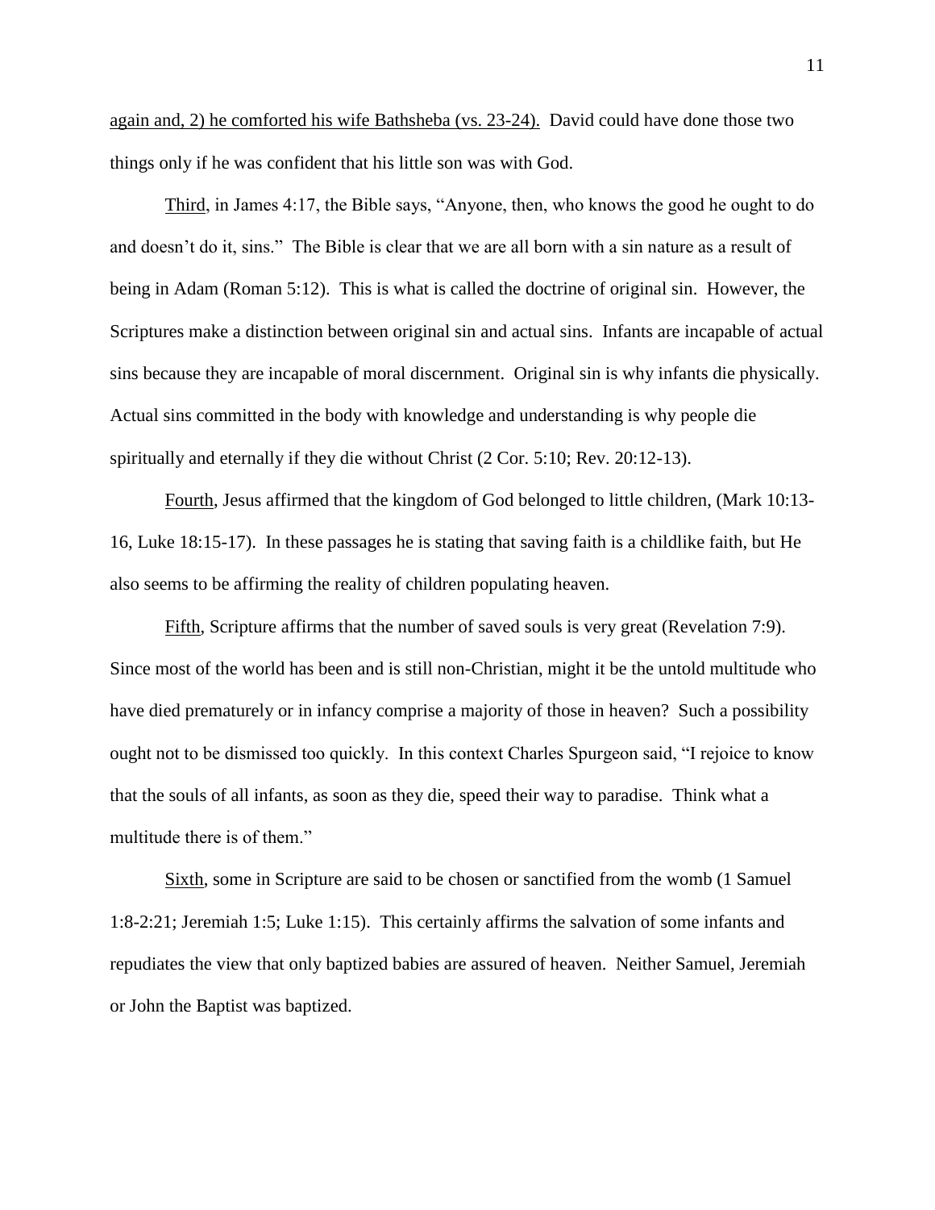again and, 2) he comforted his wife Bathsheba (vs. 23-24). David could have done those two things only if he was confident that his little son was with God.

Third, in James 4:17, the Bible says, “Anyone, then, who knows the good he ought to do and doesn’t do it, sins.” The Bible is clear that we are all born with a sin nature as a result of being in Adam (Roman 5:12). This is what is called the doctrine of original sin. However, the Scriptures make a distinction between original sin and actual sins. Infants are incapable of actual sins because they are incapable of moral discernment. Original sin is why infants die physically. Actual sins committed in the body with knowledge and understanding is why people die spiritually and eternally if they die without Christ (2 Cor. 5:10; Rev. 20:12-13).

Fourth, Jesus affirmed that the kingdom of God belonged to little children, (Mark 10:13-16, Luke 18:15-17). In these passages he is stating that saving faith is a childlike faith, but He also seems to be affirming the reality of children populating heaven.

Fifth, Scripture affirms that the number of saved souls is very great (Revelation 7:9). Since most of the world has been and is still non-Christian, might it be the untold multitude who have died prematurely or in infancy comprise a majority of those in heaven? Such a possibility ought not to be dismissed too quickly. In this context Charles Spurgeon said, “I rejoice to know that the souls of all infants, as soon as they die, speed their way to paradise. Think what a multitude there is of them.”

Sixth, some in Scripture are said to be chosen or sanctified from the womb (1 Samuel 1:8-2:21; Jeremiah 1:5; Luke 1:15). This certainly affirms the salvation of some infants and repudiates the view that only baptized babies are assured of heaven. Neither Samuel, Jeremiah or John the Baptist was baptized.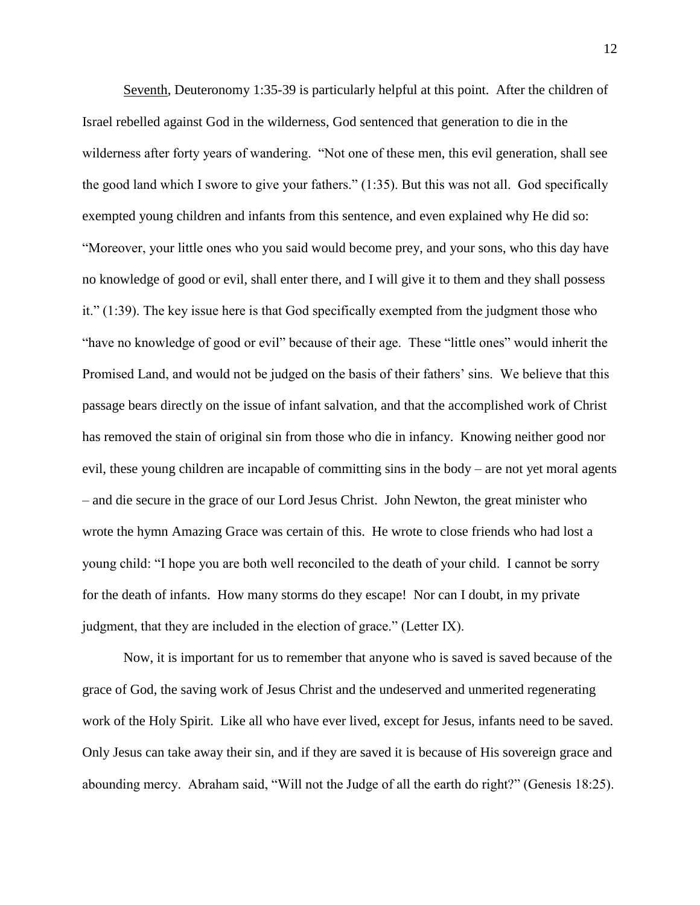Seventh, Deuteronomy 1:35-39 is particularly helpful at this point. After the children of Israel rebelled against God in the wilderness, God sentenced that generation to die in the wilderness after forty years of wandering. "Not one of these men, this evil generation, shall see the good land which I swore to give your fathers." (1:35). But this was not all. God specifically exempted young children and infants from this sentence, and even explained why He did so: "Moreover, your little ones who you said would become prey, and your sons, who this day have no knowledge of good or evil, shall enter there, and I will give it to them and they shall possess it." (1:39). The key issue here is that God specifically exempted from the judgment those who "have no knowledge of good or evil" because of their age. These "little ones" would inherit the Promised Land, and would not be judged on the basis of their fathers' sins. We believe that this passage bears directly on the issue of infant salvation, and that the accomplished work of Christ has removed the stain of original sin from those who die in infancy. Knowing neither good nor evil, these young children are incapable of committing sins in the body – are not yet moral agents – and die secure in the grace of our Lord Jesus Christ. John Newton, the great minister who wrote the hymn Amazing Grace was certain of this. He wrote to close friends who had lost a young child: "I hope you are both well reconciled to the death of your child. I cannot be sorry for the death of infants. How many storms do they escape! Nor can I doubt, in my private judgment, that they are included in the election of grace." (Letter IX).

Now, it is important for us to remember that anyone who is saved is saved because of the grace of God, the saving work of Jesus Christ and the undeserved and unmerited regenerating work of the Holy Spirit. Like all who have ever lived, except for Jesus, infants need to be saved. Only Jesus can take away their sin, and if they are saved it is because of His sovereign grace and abounding mercy. Abraham said, "Will not the Judge of all the earth do right?" (Genesis 18:25).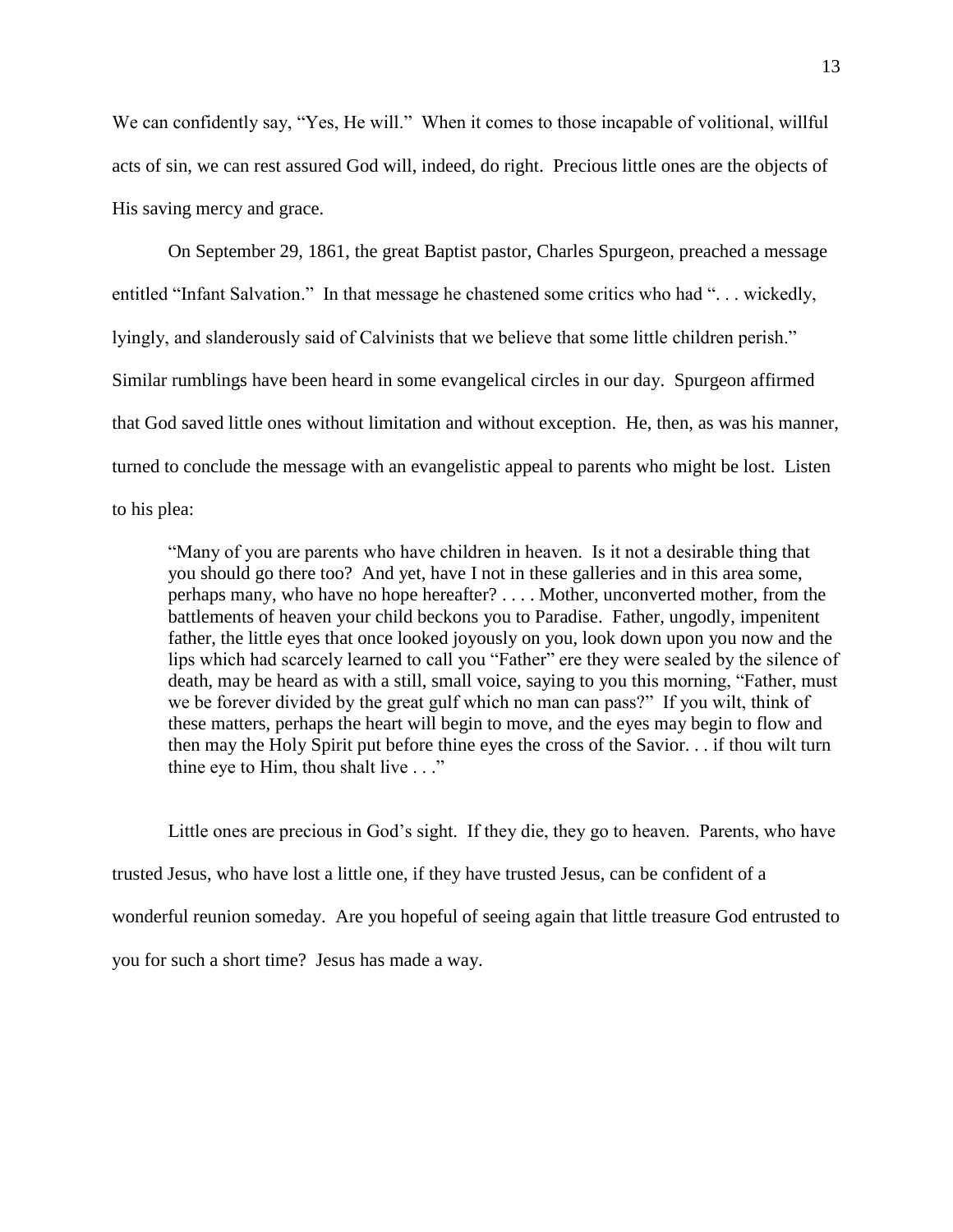We can confidently say, "Yes, He will." When it comes to those incapable of volitional, willful acts of sin, we can rest assured God will, indeed, do right. Precious little ones are the objects of His saving mercy and grace.

On September 29, 1861, the great Baptist pastor, Charles Spurgeon, preached a message entitled "Infant Salvation." In that message he chastened some critics who had ". . . wickedly, lyingly, and slanderously said of Calvinists that we believe that some little children perish." Similar rumblings have been heard in some evangelical circles in our day. Spurgeon affirmed that God saved little ones without limitation and without exception. He, then, as was his manner, turned to conclude the message with an evangelistic appeal to parents who might be lost. Listen to his plea:

> "Many of you are parents who have children in heaven. Is it not a desirable thing that you should go there too? And yet, have I not in these galleries and in this area some, perhaps many, who have no hope hereafter? . . . . Mother, unconverted mother, from the battlements of heaven your child beckons you to Paradise. Father, ungodly, impenitent father, the little eyes that once looked joyously on you, look down upon you now and the lips which had scarcely learned to call you "Father" ere they were sealed by the silence of death, may be heard as with a still, small voice, saying to you this morning, "Father, must we be forever divided by the great gulf which no man can pass?" If you wilt, think of these matters, perhaps the heart will begin to move, and the eyes may begin to flow and then may the Holy Spirit put before thine eyes the cross of the Savior. . . if thou wilt turn thine eye to Him, thou shalt live . . ."

Little ones are precious in God's sight. If they die, they go to heaven. Parents, who have trusted Jesus, who have lost a little one, if they have trusted Jesus, can be confident of a wonderful reunion someday. Are you hopeful of seeing again that little treasure God entrusted to you for such a short time? Jesus has made a way.